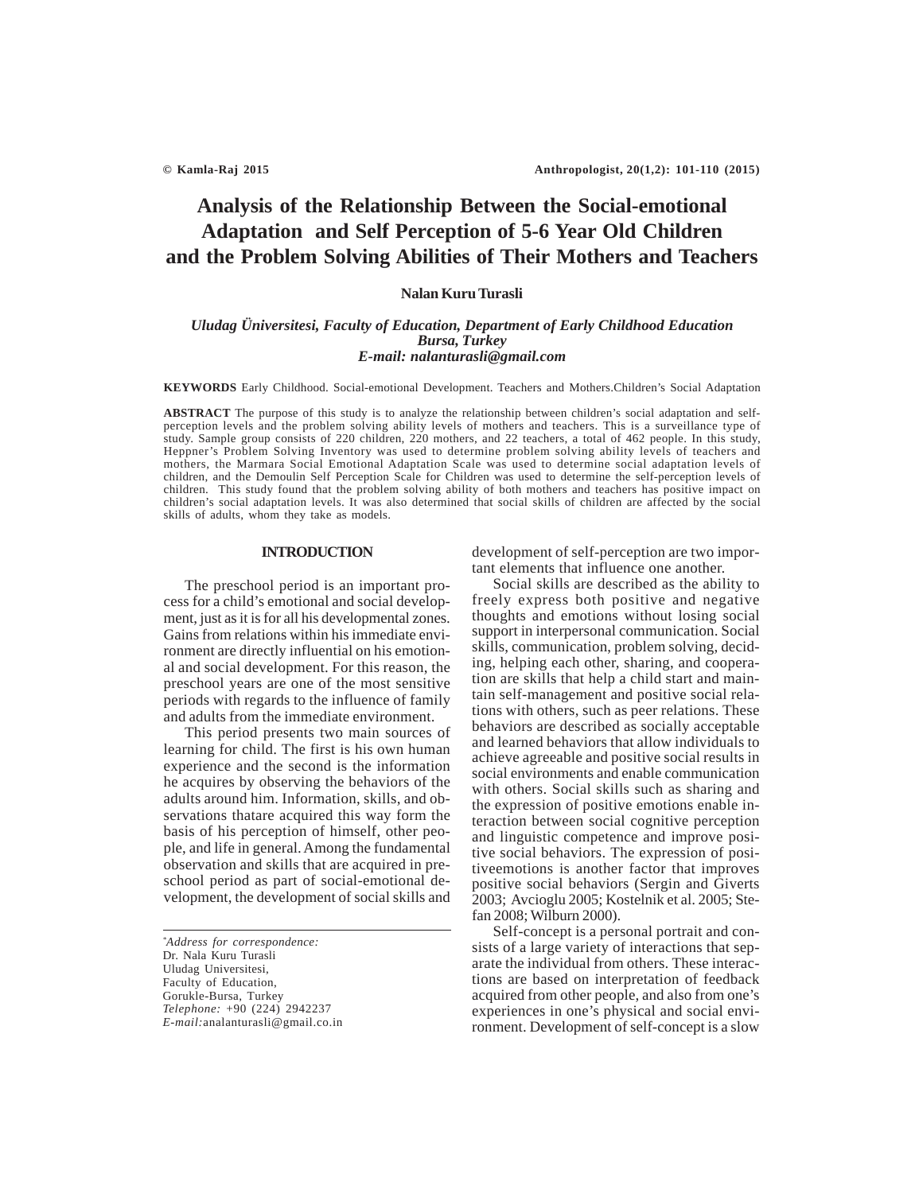# Analysis of the Relationship Between the Social-emotional Adaptation and Self Perception of 5-6 Year Old Children and the Problem Solving Abilities of Their Mothers and Teachers

**Nalan Kuru Turasli**

*Uludag Üniversitesi, Faculty of Education, Department of Early Childhood Education*
*Bursa, Turkey*
*E-mail: nalanturasli@gmail.com*

**KEYWORDS** Early Childhood. Social-emotional Development. Teachers and Mothers.Children's Social Adaptation

**ABSTRACT** The purpose of this study is to analyze the relationship between children's social adaptation and self-perception levels and the problem solving ability levels of mothers and teachers. This is a surveillance type of study. Sample group consists of 220 children, 220 mothers, and 22 teachers, a total of 462 people. In this study, Heppner's Problem Solving Inventory was used to determine problem solving ability levels of teachers and mothers, the Marmara Social Emotional Adaptation Scale was used to determine social adaptation levels of children, and the Demoulin Self Perception Scale for Children was used to determine the self-perception levels of children. This study found that the problem solving ability of both mothers and teachers has positive impact on children's social adaptation levels. It was also determined that social skills of children are affected by the social skills of adults, whom they take as models.

## INTRODUCTION

The preschool period is an important process for a child's emotional and social development, just as it is for all his developmental zones. Gains from relations within his immediate environment are directly influential on his emotional and social development. For this reason, the preschool years are one of the most sensitive periods with regards to the influence of family and adults from the immediate environment.

This period presents two main sources of learning for child. The first is his own human experience and the second is the information he acquires by observing the behaviors of the adults around him. Information, skills, and observations thatare acquired this way form the basis of his perception of himself, other people, and life in general. Among the fundamental observation and skills that are acquired in preschool period as part of social-emotional development, the development of social skills and development of self-perception are two important elements that influence one another.

Social skills are described as the ability to freely express both positive and negative thoughts and emotions without losing social support in interpersonal communication. Social skills, communication, problem solving, deciding, helping each other, sharing, and cooperation are skills that help a child start and maintain self-management and positive social relations with others, such as peer relations. These behaviors are described as socially acceptable and learned behaviors that allow individuals to achieve agreeable and positive social results in social environments and enable communication with others. Social skills such as sharing and the expression of positive emotions enable interaction between social cognitive perception and linguistic competence and improve positive social behaviors. The expression of positiveemotions is another factor that improves positive social behaviors (Sergin and Giverts 2003; Avcioglu 2005; Kostelnik et al. 2005; Stefan 2008; Wilburn 2000).

Self-concept is a personal portrait and consists of a large variety of interactions that separate the individual from others. These interactions are based on interpretation of feedback acquired from other people, and also from one's experiences in one's physical and social environment. Development of self-concept is a slow

---

*Address for correspondence:*
Dr. Nala Kuru Turasli
Uludag Universitesi,
Faculty of Education,
Gorukle-Bursa, Turkey
*Telephone:* +90 (224) 2942237
*E-mail:* analanturasli@gmail.co.in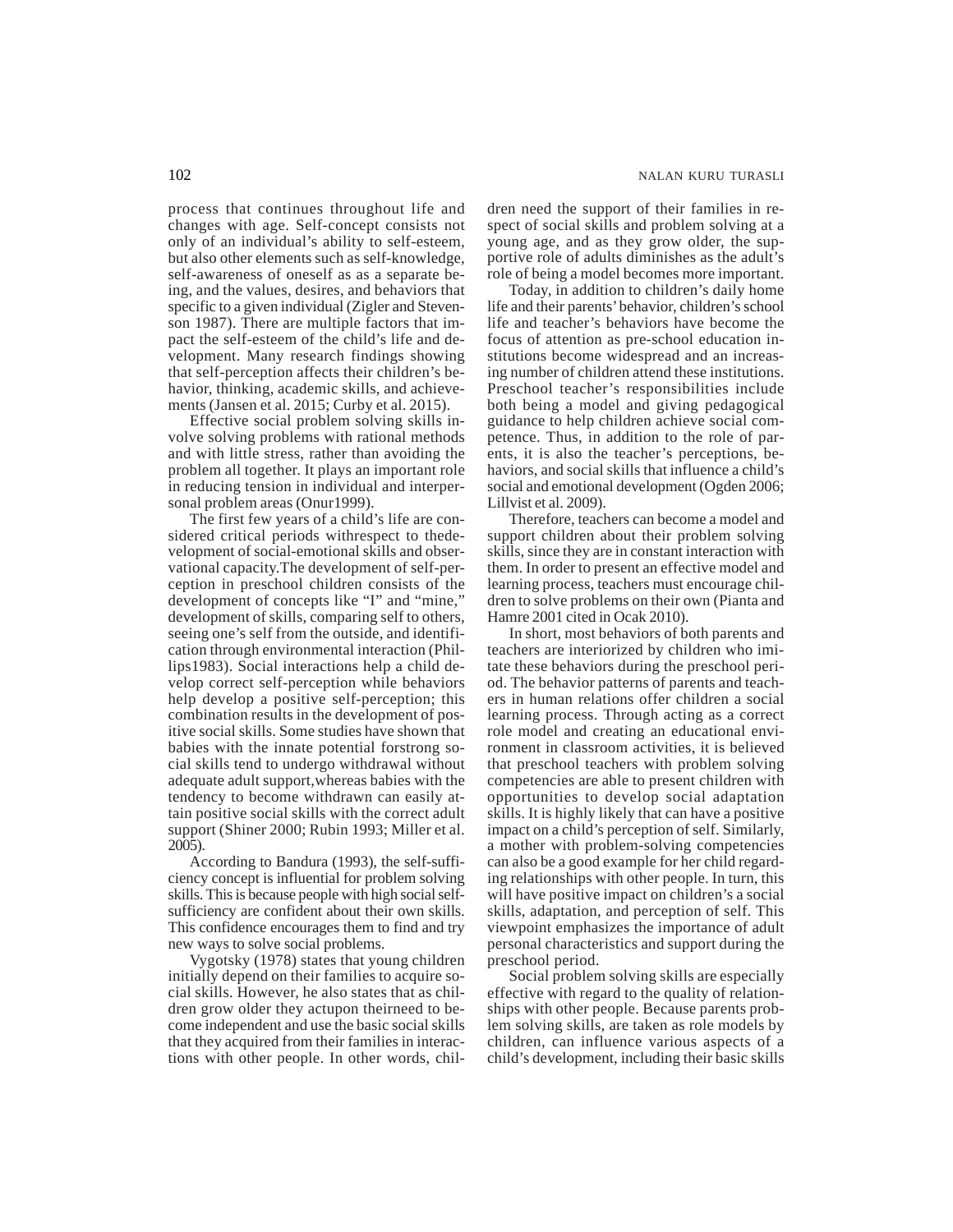process that continues throughout life and changes with age. Self-concept consists not only of an individual's ability to self-esteem, but also other elements such as self-knowledge, self-awareness of oneself as as a separate being, and the values, desires, and behaviors that specific to a given individual (Zigler and Stevenson 1987). There are multiple factors that impact the self-esteem of the child's life and development. Many research findings showing that self-perception affects their children's behavior, thinking, academic skills, and achievements (Jansen et al. 2015; Curby et al. 2015).

Effective social problem solving skills involve solving problems with rational methods and with little stress, rather than avoiding the problem all together. It plays an important role in reducing tension in individual and interpersonal problem areas (Onur1999).

The first few years of a child's life are considered critical periods withrespect to thedevelopment of social-emotional skills and observational capacity.The development of self-perception in preschool children consists of the development of concepts like "I" and "mine," development of skills, comparing self to others, seeing one's self from the outside, and identification through environmental interaction (Phillips1983). Social interactions help a child develop correct self-perception while behaviors help develop a positive self-perception; this combination results in the development of positive social skills. Some studies have shown that babies with the innate potential forstrong social skills tend to undergo withdrawal without adequate adult support,whereas babies with the tendency to become withdrawn can easily attain positive social skills with the correct adult support (Shiner 2000; Rubin 1993; Miller et al. 2005).

According to Bandura (1993), the self-sufficiency concept is influential for problem solving skills. This is because people with high social self-sufficiency are confident about their own skills. This confidence encourages them to find and try new ways to solve social problems.

Vygotsky (1978) states that young children initially depend on their families to acquire social skills. However, he also states that as children grow older they actupon theirneed to become independent and use the basic social skills that they acquired from their families in interactions with other people. In other words, children need the support of their families in respect of social skills and problem solving at a young age, and as they grow older, the supportive role of adults diminishes as the adult's role of being a model becomes more important.

Today, in addition to children's daily home life and their parents' behavior, children's school life and teacher's behaviors have become the focus of attention as pre-school education institutions become widespread and an increasing number of children attend these institutions. Preschool teacher's responsibilities include both being a model and giving pedagogical guidance to help children achieve social competence. Thus, in addition to the role of parents, it is also the teacher's perceptions, behaviors, and social skills that influence a child's social and emotional development (Ogden 2006; Lillvist et al. 2009).

Therefore, teachers can become a model and support children about their problem solving skills, since they are in constant interaction with them. In order to present an effective model and learning process, teachers must encourage children to solve problems on their own (Pianta and Hamre 2001 cited in Ocak 2010).

In short, most behaviors of both parents and teachers are interiorized by children who imitate these behaviors during the preschool period. The behavior patterns of parents and teachers in human relations offer children a social learning process. Through acting as a correct role model and creating an educational environment in classroom activities, it is believed that preschool teachers with problem solving competencies are able to present children with opportunities to develop social adaptation skills. It is highly likely that can have a positive impact on a child's perception of self. Similarly, a mother with problem-solving competencies can also be a good example for her child regarding relationships with other people. In turn, this will have positive impact on children's a social skills, adaptation, and perception of self. This viewpoint emphasizes the importance of adult personal characteristics and support during the preschool period.

Social problem solving skills are especially effective with regard to the quality of relationships with other people. Because parents problem solving skills, are taken as role models by children, can influence various aspects of a child's development, including their basic skills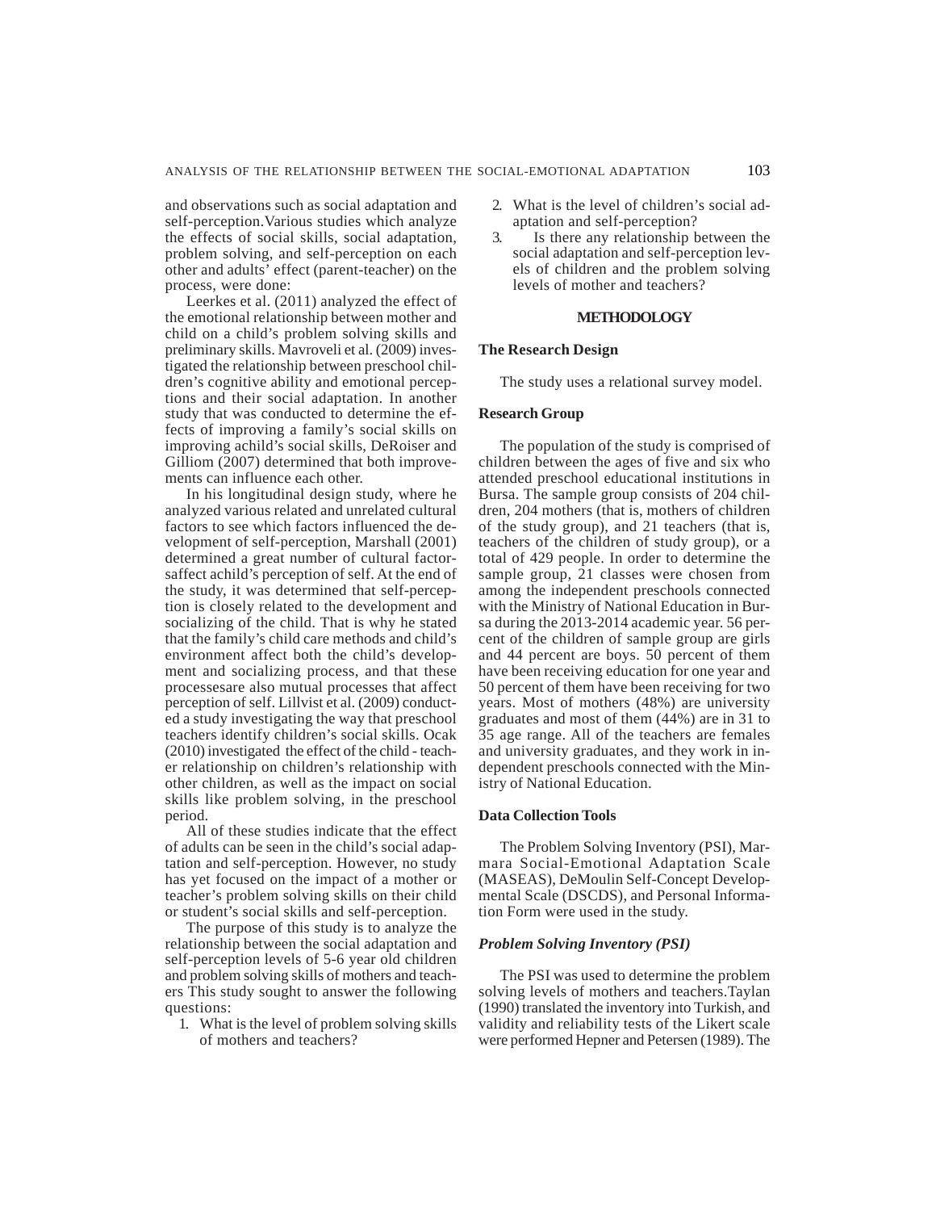and observations such as social adaptation and self-perception.Various studies which analyze the effects of social skills, social adaptation, problem solving, and self-perception on each other and adults' effect (parent-teacher) on the process, were done:

Leerkes et al. (2011) analyzed the effect of the emotional relationship between mother and child on a child's problem solving skills and preliminary skills. Mavroveli et al. (2009) investigated the relationship between preschool children's cognitive ability and emotional perceptions and their social adaptation. In another study that was conducted to determine the effects of improving a family's social skills on improving achild's social skills, DeRoiser and Gilliom (2007) determined that both improvements can influence each other.

In his longitudinal design study, where he analyzed various related and unrelated cultural factors to see which factors influenced the development of self-perception, Marshall (2001) determined a great number of cultural factorsaffect achild's perception of self. At the end of the study, it was determined that self-perception is closely related to the development and socializing of the child. That is why he stated that the family's child care methods and child's environment affect both the child's development and socializing process, and that these processesare also mutual processes that affect perception of self. Lillvist et al. (2009) conducted a study investigating the way that preschool teachers identify children's social skills. Ocak (2010) investigated the effect of the child - teacher relationship on children's relationship with other children, as well as the impact on social skills like problem solving, in the preschool period.

All of these studies indicate that the effect of adults can be seen in the child's social adaptation and self-perception. However, no study has yet focused on the impact of a mother or teacher's problem solving skills on their child or student's social skills and self-perception.

The purpose of this study is to analyze the relationship between the social adaptation and self-perception levels of 5-6 year old children and problem solving skills of mothers and teachers This study sought to answer the following questions:

1. What is the level of problem solving skills of mothers and teachers?
2. What is the level of children's social adaptation and self-perception?
3. Is there any relationship between the social adaptation and self-perception levels of children and the problem solving levels of mother and teachers?

## METHODOLOGY

### The Research Design

The study uses a relational survey model.

### Research Group

The population of the study is comprised of children between the ages of five and six who attended preschool educational institutions in Bursa. The sample group consists of 204 children, 204 mothers (that is, mothers of children of the study group), and 21 teachers (that is, teachers of the children of study group), or a total of 429 people. In order to determine the sample group, 21 classes were chosen from among the independent preschools connected with the Ministry of National Education in Bursa during the 2013-2014 academic year. 56 percent of the children of sample group are girls and 44 percent are boys. 50 percent of them have been receiving education for one year and 50 percent of them have been receiving for two years. Most of mothers (48%) are university graduates and most of them (44%) are in 31 to 35 age range. All of the teachers are females and university graduates, and they work in independent preschools connected with the Ministry of National Education.

### Data Collection Tools

The Problem Solving Inventory (PSI), Marmara Social-Emotional Adaptation Scale (MASEAS), DeMoulin Self-Concept Developmental Scale (DSCDS), and Personal Information Form were used in the study.

### *Problem Solving Inventory (PSI)*

The PSI was used to determine the problem solving levels of mothers and teachers.Taylan (1990) translated the inventory into Turkish, and validity and reliability tests of the Likert scale were performed Hepner and Petersen (1989). The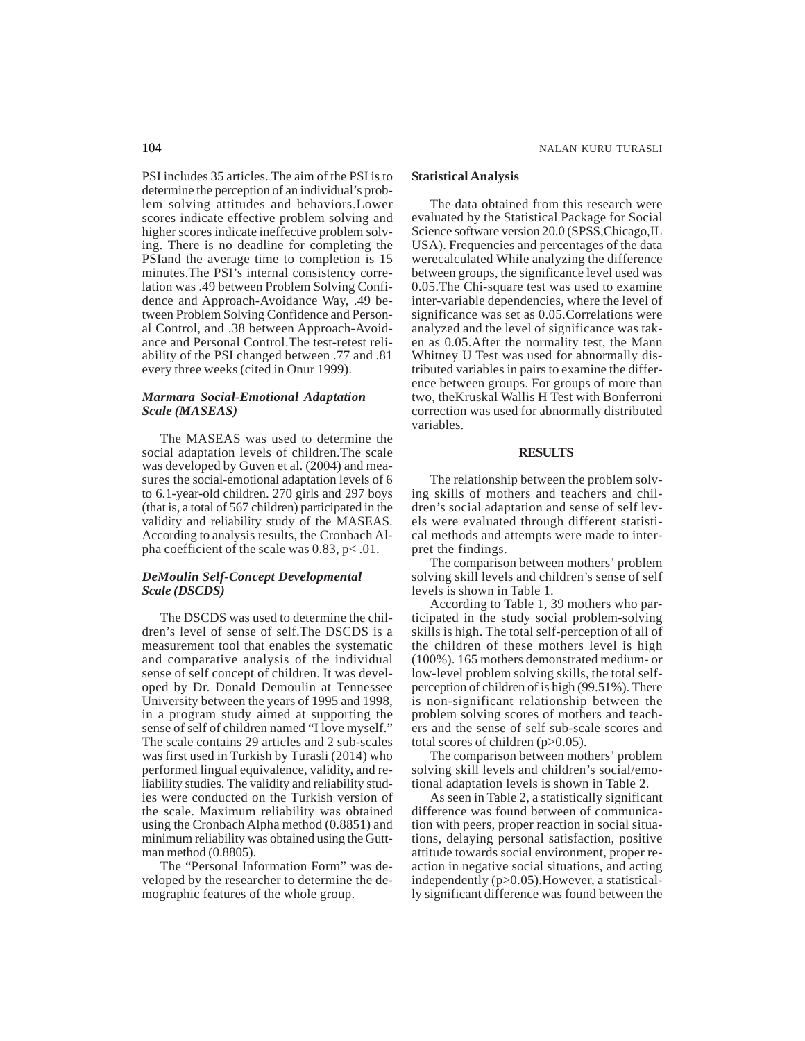PSI includes 35 articles. The aim of the PSI is to determine the perception of an individual's problem solving attitudes and behaviors.Lower scores indicate effective problem solving and higher scores indicate ineffective problem solving. There is no deadline for completing the PSIand the average time to completion is 15 minutes.The PSI's internal consistency correlation was .49 between Problem Solving Confidence and Approach-Avoidance Way, .49 between Problem Solving Confidence and Personal Control, and .38 between Approach-Avoidance and Personal Control.The test-retest reliability of the PSI changed between .77 and .81 every three weeks (cited in Onur 1999).

### *Marmara Social-Emotional Adaptation Scale (MASEAS)*

The MASEAS was used to determine the social adaptation levels of children.The scale was developed by Guven et al. (2004) and measures the social-emotional adaptation levels of 6 to 6.1-year-old children. 270 girls and 297 boys (that is, a total of 567 children) participated in the validity and reliability study of the MASEAS. According to analysis results, the Cronbach Alpha coefficient of the scale was 0.83, $p< .01$.

### *DeMoulin Self-Concept Developmental Scale (DSCDS)*

The DSCDS was used to determine the children's level of sense of self.The DSCDS is a measurement tool that enables the systematic and comparative analysis of the individual sense of self concept of children. It was developed by Dr. Donald Demoulin at Tennessee University between the years of 1995 and 1998, in a program study aimed at supporting the sense of self of children named "I love myself." The scale contains 29 articles and 2 sub-scales was first used in Turkish by Turasli (2014) who performed lingual equivalence, validity, and reliability studies. The validity and reliability studies were conducted on the Turkish version of the scale. Maximum reliability was obtained using the Cronbach Alpha method (0.8851) and minimum reliability was obtained using the Guttman method (0.8805).

The "Personal Information Form" was developed by the researcher to determine the demographic features of the whole group.

### Statistical Analysis

The data obtained from this research were evaluated by the Statistical Package for Social Science software version 20.0 (SPSS,Chicago,IL USA). Frequencies and percentages of the data werecalculated While analyzing the difference between groups, the significance level used was 0.05.The Chi-square test was used to examine inter-variable dependencies, where the level of significance was set as 0.05.Correlations were analyzed and the level of significance was taken as 0.05.After the normality test, the Mann Whitney U Test was used for abnormally distributed variables in pairs to examine the difference between groups. For groups of more than two, theKruskal Wallis H Test with Bonferroni correction was used for abnormally distributed variables.

## RESULTS

The relationship between the problem solving skills of mothers and teachers and children's social adaptation and sense of self levels were evaluated through different statistical methods and attempts were made to interpret the findings.

The comparison between mothers' problem solving skill levels and children's sense of self levels is shown in Table 1.

According to Table 1, 39 mothers who participated in the study social problem-solving skills is high. The total self-perception of all of the children of these mothers level is high (100%). 165 mothers demonstrated medium- or low-level problem solving skills, the total self-perception of children of is high (99.51%). There is non-significant relationship between the problem solving scores of mothers and teachers and the sense of self sub-scale scores and total scores of children ($p>0.05$).

The comparison between mothers' problem solving skill levels and children's social/emotional adaptation levels is shown in Table 2.

As seen in Table 2, a statistically significant difference was found between of communication with peers, proper reaction in social situations, delaying personal satisfaction, positive attitude towards social environment, proper reaction in negative social situations, and acting independently ($p>0.05$).However, a statistically significant difference was found between the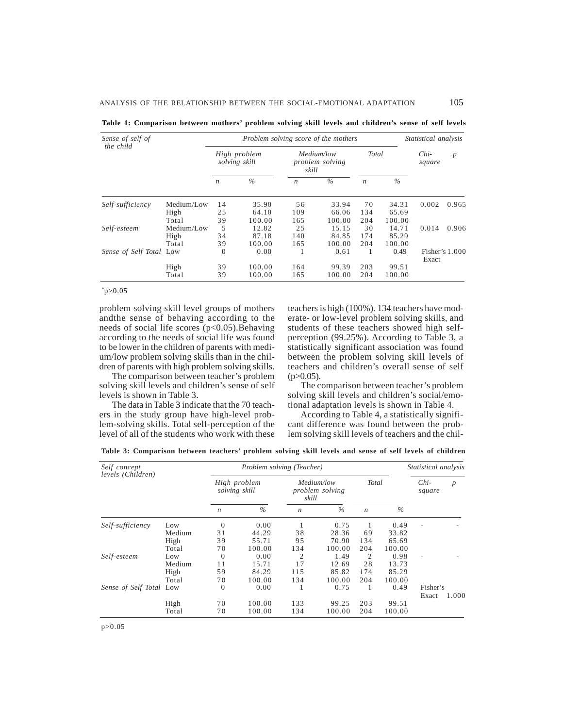**Table 1: Comparison between mothers' problem solving skill levels and children's sense of self levels**

| *Sense of self of the child* | | *Problem solving score of the mothers* | | | | | | *Statistical analysis* | |
|---|---|---|---|---|---|---|---|---|---|
| | | *High problem solving skill* | | *Medium/low problem solving skill* | | *Total* | | *Chi-square* | *p* |
| | | *n* | *%* | *n* | *%* | *n* | *%* | | |
| *Self-sufficiency* | Medium/Low | 14 | 35.90 | 56 | 33.94 | 70 | 34.31 | 0.002 | 0.965 |
| | High | 25 | 64.10 | 109 | 66.06 | 134 | 65.69 | | |
| | Total | 39 | 100.00 | 165 | 100.00 | 204 | 100.00 | | |
| *Self-esteem* | Medium/Low | 5 | 12.82 | 25 | 15.15 | 30 | 14.71 | 0.014 | 0.906 |
| | High | 34 | 87.18 | 140 | 84.85 | 174 | 85.29 | | |
| | Total | 39 | 100.00 | 165 | 100.00 | 204 | 100.00 | | |
| *Sense of Self Total* | Low | 0 | 0.00 | 1 | 0.61 | 1 | 0.49 | Fisher's Exact | 1.000 |
| | High | 39 | 100.00 | 164 | 99.39 | 203 | 99.51 | | |
| | Total | 39 | 100.00 | 165 | 100.00 | 204 | 100.00 | | |

*$p>0.05$

problem solving skill level groups of mothers andthe sense of behaving according to the needs of social life scores ($p<0.05$).Behaving according to the needs of social life was found to be lower in the children of parents with medium/low problem solving skills than in the children of parents with high problem solving skills.

The comparison between teacher's problem solving skill levels and children's sense of self levels is shown in Table 3.

The data in Table 3 indicate that the 70 teachers in the study group have high-level problem-solving skills. Total self-perception of the level of all of the students who work with these teachers is high (100%). 134 teachers have moderate- or low-level problem solving skills, and students of these teachers showed high self-perception (99.25%). According to Table 3, a statistically significant association was found between the problem solving skill levels of teachers and children's overall sense of self ($p>0.05$).

The comparison between teacher's problem solving skill levels and children's social/emotional adaptation levels is shown in Table 4.

According to Table 4, a statistically significant difference was found between the problem solving skill levels of teachers and the chil-

**Table 3: Comparison between teachers' problem solving skill levels and sense of self levels of children**

| *Self concept levels (Children)* | | *Problem solving (Teacher)* | | | | | | *Statistical analysis* | |
|---|---|---|---|---|---|---|---|---|---|
| | | *High problem solving skill* | | *Medium/low problem solving skill* | | *Total* | | *Chi-square* | *p* |
| | | *n* | *%* | *n* | *%* | *n* | *%* | | |
| *Self-sufficiency* | Low | 0 | 0.00 | 1 | 0.75 | 1 | 0.49 | - | - |
| | Medium | 31 | 44.29 | 38 | 28.36 | 69 | 33.82 | | |
| | High | 39 | 55.71 | 95 | 70.90 | 134 | 65.69 | | |
| | Total | 70 | 100.00 | 134 | 100.00 | 204 | 100.00 | | |
| *Self-esteem* | Low | 0 | 0.00 | 2 | 1.49 | 2 | 0.98 | - | - |
| | Medium | 11 | 15.71 | 17 | 12.69 | 28 | 13.73 | | |
| | High | 59 | 84.29 | 115 | 85.82 | 174 | 85.29 | | |
| | Total | 70 | 100.00 | 134 | 100.00 | 204 | 100.00 | | |
| *Sense of Self Total* | Low | 0 | 0.00 | 1 | 0.75 | 1 | 0.49 | Fisher's Exact | 1.000 |
| | High | 70 | 100.00 | 133 | 99.25 | 203 | 99.51 | | |
| | Total | 70 | 100.00 | 134 | 100.00 | 204 | 100.00 | | |

$p>0.05$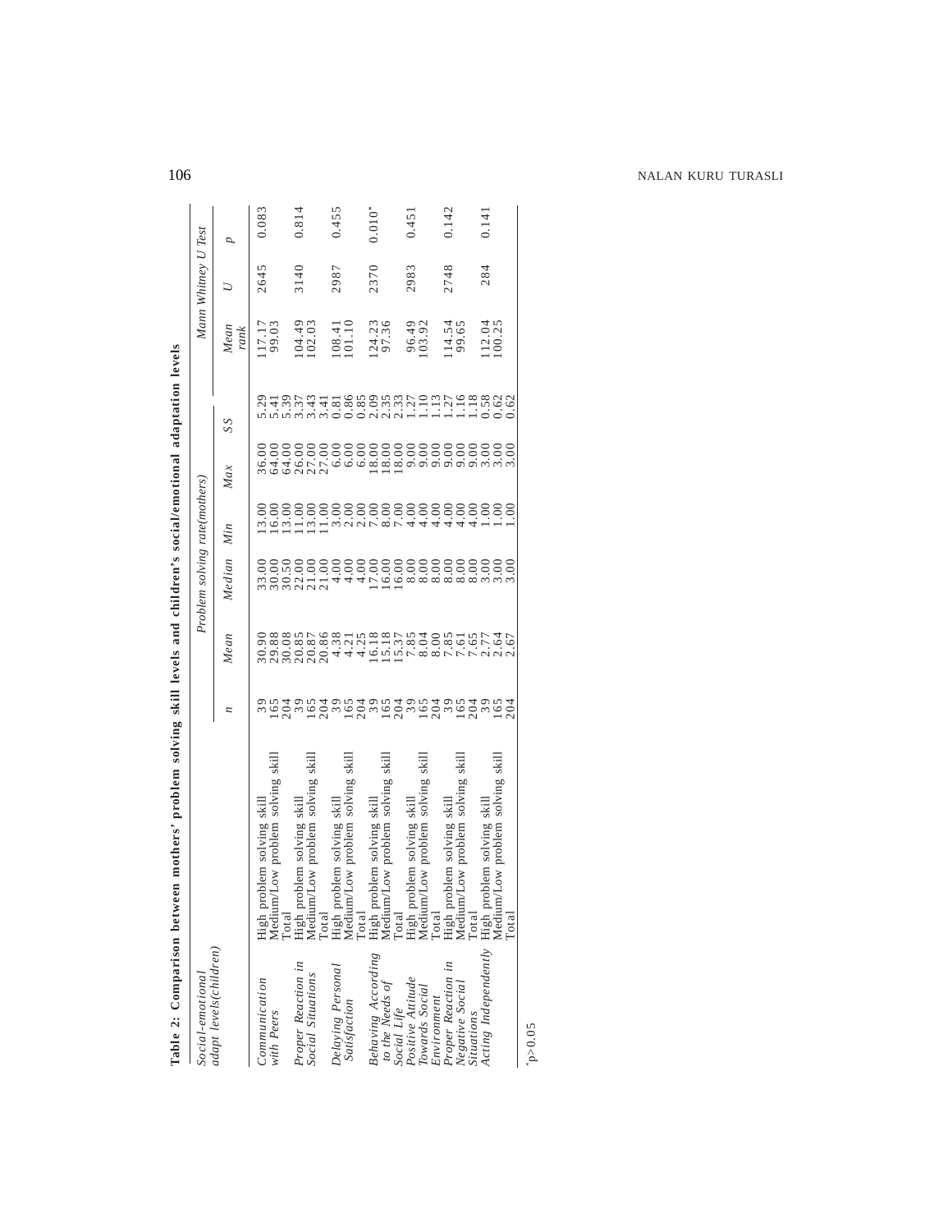**Table 2: Comparison between mothers' problem solving skill levels and children's social/emotional adaptation levels**

| *Social-emotional adapt levels(children)* | | Problem solving rate(mothers) | | | | | | Mann Whitney U Test | | |
|---|---|---|---|---|---|---|---|---|---|---|
| | | *n* | *Mean* | *Median* | *Min* | *Max* | *SS* | *Mean rank* | *U* | *p* |
| *Communication with Peers* | High problem solving skill | 39 | 30.90 | 33.00 | 13.00 | 36.00 | 5.29 | 117.17 | 2645 | 0.083 |
| | Medium/Low problem solving skill | 165 | 29.88 | 30.00 | 16.00 | 64.00 | 5.41 | 99.03 | | |
| | Total | 204 | 30.08 | 30.50 | 13.00 | 64.00 | 5.39 | | | |
| *Proper Reaction in Social Situations* | High problem solving skill | 39 | 20.85 | 22.00 | 11.00 | 26.00 | 3.37 | 104.49 | 3140 | 0.814 |
| | Medium/Low problem solving skill | 165 | 20.87 | 21.00 | 13.00 | 27.00 | 3.43 | 102.03 | | |
| | Total | 204 | 20.86 | 21.00 | 11.00 | 27.00 | 3.41 | | | |
| *Delaying Personal Satisfaction* | High problem solving skill | 39 | 4.38 | 4.00 | 3.00 | 6.00 | 0.81 | 108.41 | 2987 | 0.455 |
| | Medium/Low problem solving skill | 165 | 4.21 | 4.00 | 2.00 | 6.00 | 0.86 | 101.10 | | |
| | Total | 204 | 4.25 | 4.00 | 2.00 | 6.00 | 0.85 | | | |
| *Behaving According to the Needs of Social Life* | High problem solving skill | 39 | 16.18 | 17.00 | 7.00 | 18.00 | 2.09 | 124.23 | 2370 | 0.010* |
| | Medium/Low problem solving skill | 165 | 15.18 | 16.00 | 8.00 | 18.00 | 2.35 | 97.36 | | |
| | Total | 204 | 15.37 | 16.00 | 7.00 | 18.00 | 2.33 | | | |
| *Positive Attitude Towards Social Environment* | High problem solving skill | 39 | 7.85 | 8.00 | 4.00 | 9.00 | 1.27 | 96.49 | 2983 | 0.451 |
| | Medium/Low problem solving skill | 165 | 8.04 | 8.00 | 4.00 | 9.00 | 1.10 | 103.92 | | |
| | Total | 204 | 8.00 | 8.00 | 4.00 | 9.00 | 1.13 | | | |
| *Proper Reaction in Negative Social Situations* | High problem solving skill | 39 | 7.85 | 8.00 | 4.00 | 9.00 | 1.27 | 114.54 | 2748 | 0.142 |
| | Medium/Low problem solving skill | 165 | 7.61 | 8.00 | 4.00 | 9.00 | 1.16 | 99.65 | | |
| | Total | 204 | 7.65 | 8.00 | 4.00 | 9.00 | 1.18 | | | |
| *Acting Independently* | High problem solving skill | 39 | 2.77 | 3.00 | 1.00 | 3.00 | 0.58 | 112.04 | 284 | 0.141 |
| | Medium/Low problem solving skill | 165 | 2.64 | 3.00 | 1.00 | 3.00 | 0.62 | 100.25 | | |
| | Total | 204 | 2.67 | 3.00 | 1.00 | 3.00 | 0.62 | | | |

*p>0.05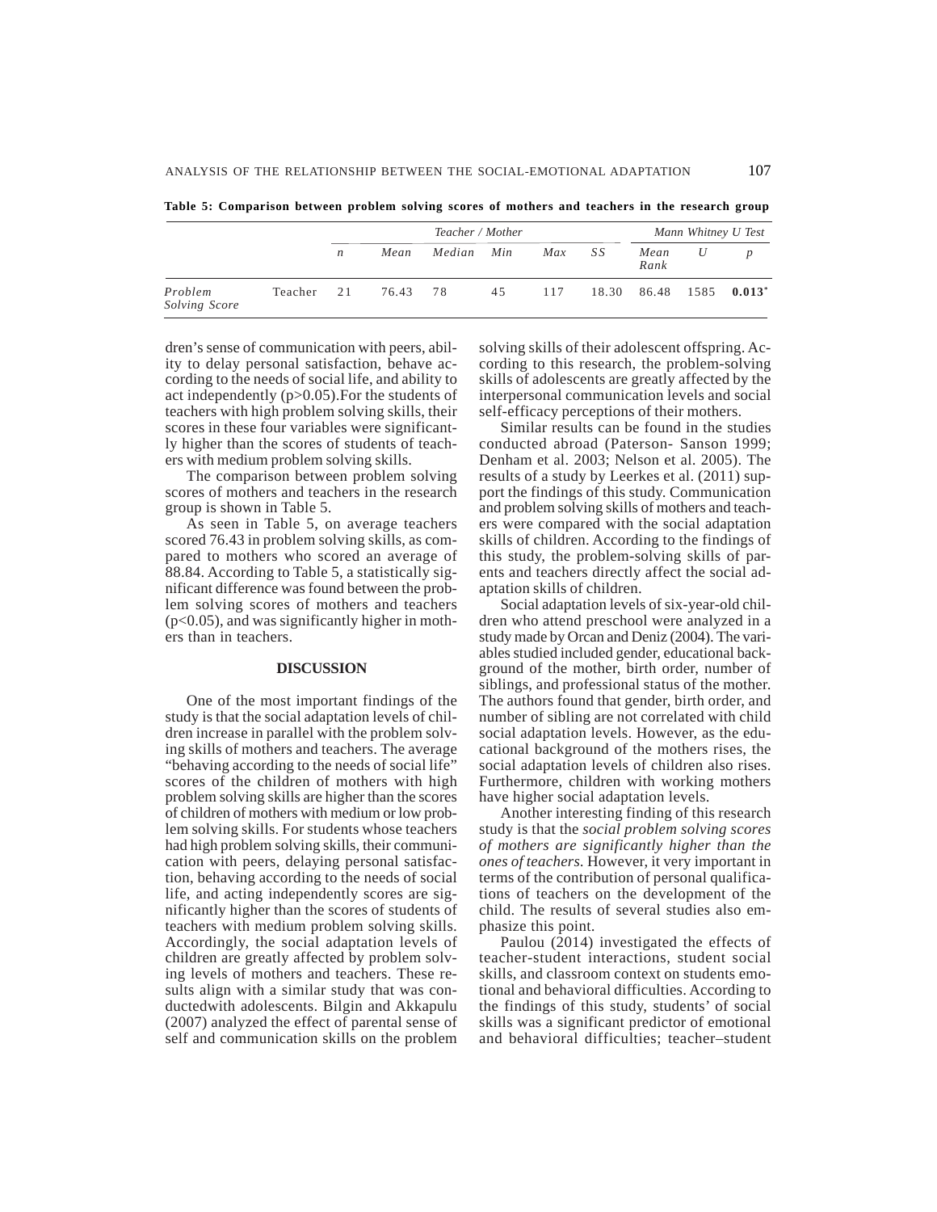**Table 5: Comparison between problem solving scores of mothers and teachers in the research group**

| | | *Teacher / Mother* | | | | | | *Mann Whitney U Test* | | |
|---|---|---|---|---|---|---|---|---|---|---|
| | | *n* | *Mean* | *Median* | *Min* | *Max* | *SS* | *Mean Rank* | *U* | *p* |
| *Problem Solving Score* | Teacher | 21 | 76.43 | 78 | 45 | 117 | 18.30 | 86.48 | 1585 | **0.013*** |

dren's sense of communication with peers, ability to delay personal satisfaction, behave according to the needs of social life, and ability to act independently ($p>0.05$).For the students of teachers with high problem solving skills, their scores in these four variables were significantly higher than the scores of students of teachers with medium problem solving skills.

The comparison between problem solving scores of mothers and teachers in the research group is shown in Table 5.

As seen in Table 5, on average teachers scored 76.43 in problem solving skills, as compared to mothers who scored an average of 88.84. According to Table 5, a statistically significant difference was found between the problem solving scores of mothers and teachers ($p<0.05$), and was significantly higher in mothers than in teachers.

## DISCUSSION

One of the most important findings of the study is that the social adaptation levels of children increase in parallel with the problem solving skills of mothers and teachers. The average "behaving according to the needs of social life" scores of the children of mothers with high problem solving skills are higher than the scores of children of mothers with medium or low problem solving skills. For students whose teachers had high problem solving skills, their communication with peers, delaying personal satisfaction, behaving according to the needs of social life, and acting independently scores are significantly higher than the scores of students of teachers with medium problem solving skills. Accordingly, the social adaptation levels of children are greatly affected by problem solving levels of mothers and teachers. These results align with a similar study that was conductedwith adolescents. Bilgin and Akkapulu (2007) analyzed the effect of parental sense of self and communication skills on the problem solving skills of their adolescent offspring. According to this research, the problem-solving skills of adolescents are greatly affected by the interpersonal communication levels and social self-efficacy perceptions of their mothers.

Similar results can be found in the studies conducted abroad (Paterson- Sanson 1999; Denham et al. 2003; Nelson et al. 2005). The results of a study by Leerkes et al. (2011) support the findings of this study. Communication and problem solving skills of mothers and teachers were compared with the social adaptation skills of children. According to the findings of this study, the problem-solving skills of parents and teachers directly affect the social adaptation skills of children.

Social adaptation levels of six-year-old children who attend preschool were analyzed in a study made by Orcan and Deniz (2004). The variables studied included gender, educational background of the mother, birth order, number of siblings, and professional status of the mother. The authors found that gender, birth order, and number of sibling are not correlated with child social adaptation levels. However, as the educational background of the mothers rises, the social adaptation levels of children also rises. Furthermore, children with working mothers have higher social adaptation levels.

Another interesting finding of this research study is that the *social problem solving scores of mothers are significantly higher than the ones of teachers.* However, it very important in terms of the contribution of personal qualifications of teachers on the development of the child. The results of several studies also emphasize this point.

Paulou (2014) investigated the effects of teacher-student interactions, student social skills, and classroom context on students emotional and behavioral difficulties. According to the findings of this study, students' of social skills was a significant predictor of emotional and behavioral difficulties; teacher–student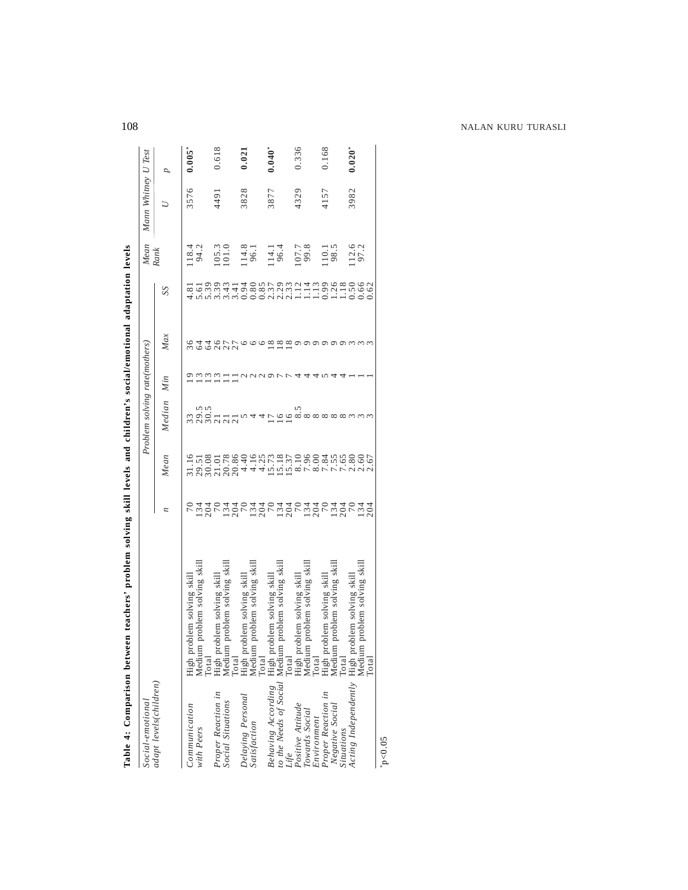**Table 4: Comparison between teachers' problem solving skill levels and children's social/emotional adaptation levels**

| Social-emotional adapt levels(children) | | Problem solving rate(mothers) | | | | | | Mean Rank | Mann Whitney U Test | |
|---|---|---|---|---|---|---|---|---|---|---|
| | | n | Mean | Median | Min | Max | SS | | U | p |
| Communication with Peers | High problem solving skill | 70 | 31.16 | 33 | 19 | 36 | 4.81 | 118.4 | 3576 | **0.005*** |
| | Medium problem solving skill | 134 | 29.51 | 29.5 | 13 | 64 | 5.61 | 94.2 | | |
| | Total | 204 | 30.08 | 30.5 | 13 | 64 | 5.39 | | | |
| Proper Reaction in Social Situations | High problem solving skill | 70 | 21.01 | 21 | 13 | 26 | 3.39 | 105.3 | 4491 | 0.618 |
| | Medium problem solving skill | 134 | 20.78 | 21 | 11 | 27 | 3.43 | 101.0 | | |
| | Total | 204 | 20.86 | 21 | 11 | 27 | 3.41 | | | |
| Delaying Personal Satisfaction | High problem solving skill | 70 | 4.40 | 5 | 2 | 6 | 0.94 | 114.8 | 3828 | **0.021** |
| | Medium problem solving skill | 134 | 4.16 | 4 | 2 | 6 | 0.80 | 96.1 | | |
| | Total | 204 | 4.25 | 4 | 2 | 6 | 0.85 | | | |
| Behaving According to the Needs of Social Life | High problem solving skill | 70 | 15.73 | 17 | 9 | 18 | 2.37 | 114.1 | 3877 | **0.040*** |
| | Medium problem solving skill | 134 | 15.18 | 16 | 7 | 18 | 2.29 | 96.4 | | |
| | Total | 204 | 15.37 | 16 | 7 | 18 | 2.33 | | | |
| Positive Attitude Towards Social Environment | High problem solving skill | 70 | 8.10 | 8.5 | 4 | 9 | 1.12 | 107.7 | 4329 | 0.336 |
| | Medium problem solving skill | 134 | 7.96 | 8 | 4 | 9 | 1.14 | 99.8 | | |
| | Total | 204 | 8.00 | 8 | 4 | 9 | 1.13 | | | |
| Proper Reaction in Negative Social Situations | High problem solving skill | 70 | 7.84 | 8 | 5 | 9 | 0.99 | 110.1 | 4157 | 0.168 |
| | Medium problem solving skill | 134 | 7.55 | 8 | 4 | 9 | 1.26 | 98.5 | | |
| | Total | 204 | 7.65 | 8 | 4 | 9 | 1.18 | | | |
| Acting Independently | High problem solving skill | 70 | 2.80 | 3 | 1 | 3 | 0.50 | 112.6 | 3982 | **0.020*** |
| | Medium problem solving skill | 134 | 2.60 | 3 | 1 | 3 | 0.66 | 97.2 | | |
| | Total | 204 | 2.67 | 3 | 1 | 3 | 0.62 | | | |

*$p<0.05$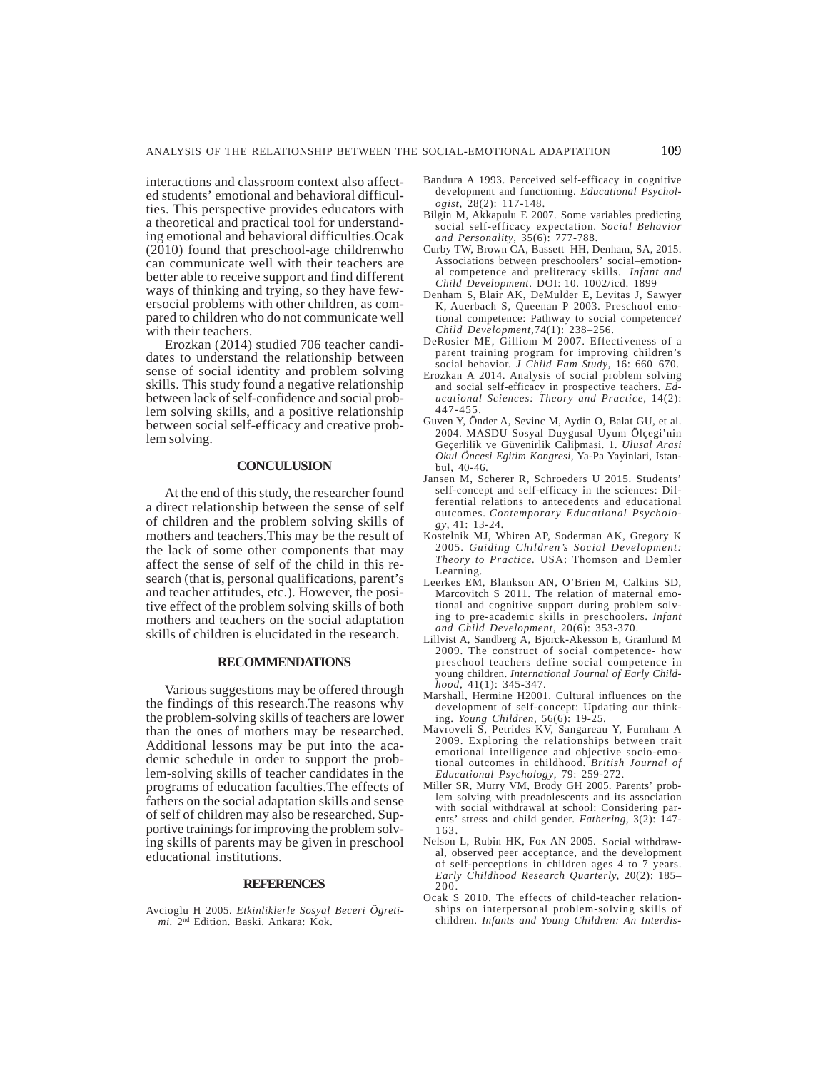interactions and classroom context also affected students' emotional and behavioral difficulties. This perspective provides educators with a theoretical and practical tool for understanding emotional and behavioral difficulties.Ocak (2010) found that preschool-age childrenwho can communicate well with their teachers are better able to receive support and find different ways of thinking and trying, so they have fewersocial problems with other children, as compared to children who do not communicate well with their teachers.

Erozkan (2014) studied 706 teacher candidates to understand the relationship between sense of social identity and problem solving skills. This study found a negative relationship between lack of self-confidence and social problem solving skills, and a positive relationship between social self-efficacy and creative problem solving.

## CONCULUSION

At the end of this study, the researcher found a direct relationship between the sense of self of children and the problem solving skills of mothers and teachers.This may be the result of the lack of some other components that may affect the sense of self of the child in this research (that is, personal qualifications, parent's and teacher attitudes, etc.). However, the positive effect of the problem solving skills of both mothers and teachers on the social adaptation skills of children is elucidated in the research.

## RECOMMENDATIONS

Various suggestions may be offered through the findings of this research.The reasons why the problem-solving skills of teachers are lower than the ones of mothers may be researched. Additional lessons may be put into the academic schedule in order to support the problem-solving skills of teacher candidates in the programs of education faculties.The effects of fathers on the social adaptation skills and sense of self of children may also be researched. Supportive trainings for improving the problem solving skills of parents may be given in preschool educational institutions.

## REFERENCES

Avcioglu H 2005. *Etkinliklerle Sosyal Beceri Ögretimi.* 2nd Edition. Baski. Ankara: Kok.

Bandura A 1993. Perceived self-efficacy in cognitive development and functioning. *Educational Psychologist*, 28(2): 117-148.

Bilgin M, Akkapulu E 2007. Some variables predicting social self-efficacy expectation. *Social Behavior and Personality*, 35(6): 777-788.

Curby TW, Brown CA, Bassett HH, Denham, SA, 2015. Associations between preschoolers' social–emotional competence and preliteracy skills. *Infant and Child Development*. DOI: 10. 1002/icd. 1899

Denham S, Blair AK, DeMulder E, Levitas J, Sawyer K, Auerbach S, Queenan P 2003. Preschool emotional competence: Pathway to social competence? *Child Development*,74(1): 238–256.

DeRosier ME, Gilliom M 2007. Effectiveness of a parent training program for improving children's social behavior. *J Child Fam Study*, 16: 660–670.

Erozkan A 2014. Analysis of social problem solving and social self-efficacy in prospective teachers. *Educational Sciences: Theory and Practice*, 14(2): 447-455.

Guven Y, Önder A, Sevinc M, Aydin O, Balat GU, et al. 2004. MASDU Sosyal Duygusal Uyum Ölçegi'nin Geçerlilik ve Güvenirlik Caliþmasi. 1. *Ulusal Arasi Okul Öncesi Egitim Kongresi*, Ya-Pa Yayinlari, Istanbul, 40-46.

Jansen M, Scherer R, Schroeders U 2015. Students' self-concept and self-efficacy in the sciences: Differential relations to antecedents and educational outcomes. *Contemporary Educational Psychology*, 41: 13-24.

Kostelnik MJ, Whiren AP, Soderman AK, Gregory K 2005. *Guiding Children's Social Development: Theory to Practice.* USA: Thomson and Demler Learning.

Leerkes EM, Blankson AN, O'Brien M, Calkins SD, Marcovitch S 2011. The relation of maternal emotional and cognitive support during problem solving to pre-academic skills in preschoolers. *Infant and Child Development*, 20(6): 353-370.

Lillvist A, Sandberg A, Bjorck-Akesson E, Granlund M 2009. The construct of social competence- how preschool teachers define social competence in young children. *International Journal of Early Childhood*, 41(1): 345-347.

Marshall, Hermine H2001. Cultural influences on the development of self-concept: Updating our thinking. *Young Children*, 56(6): 19-25.

Mavroveli S, Petrides KV, Sangareau Y, Furnham A 2009. Exploring the relationships between trait emotional intelligence and objective socio-emotional outcomes in childhood. *British Journal of Educational Psychology*, 79: 259-272.

Miller SR, Murry VM, Brody GH 2005. Parents' problem solving with preadolescents and its association with social withdrawal at school: Considering parents' stress and child gender. *Fathering*, 3(2): 147-163.

Nelson L, Rubin HK, Fox AN 2005. Social withdrawal, observed peer acceptance, and the development of self-perceptions in children ages 4 to 7 years. *Early Childhood Research Quarterly*, 20(2): 185–200.

Ocak S 2010. The effects of child-teacher relationships on interpersonal problem-solving skills of children. *Infants and Young Children: An Interdis-*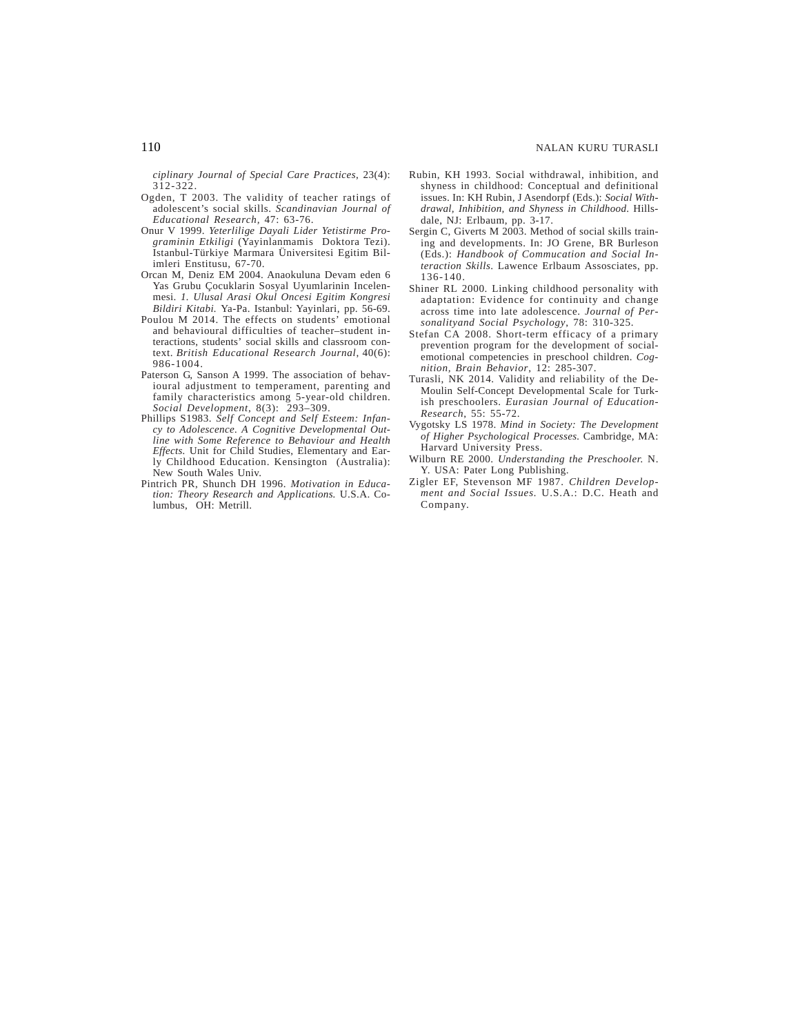*ciplinary Journal of Special Care Practices*, 23(4): 312-322.

Ogden, T 2003. The validity of teacher ratings of adolescent's social skills. *Scandinavian Journal of Educational Research*, 47: 63-76.

Onur V 1999. *Yeterlilige Dayali Lider Yetistirme Programinin Etkiligi* (Yayinlanmamis Doktora Tezi). Istanbul-Türkiye Marmara Üniversitesi Egitim Bilimleri Enstitusu, 67-70.

Orcan M, Deniz EM 2004. Anaokuluna Devam eden 6 Yas Grubu Çocuklarin Sosyal Uyumlarinin Incelenmesi. *1. Ulusal Arasi Okul Oncesi Egitim Kongresi Bildiri Kitabi.* Ya-Pa. Istanbul: Yayinlari, pp. 56-69.

Poulou M 2014. The effects on students' emotional and behavioural difficulties of teacher–student interactions, students' social skills and classroom context. *British Educational Research Journal*, 40(6): 986-1004.

Paterson G, Sanson A 1999. The association of behavioural adjustment to temperament, parenting and family characteristics among 5-year-old children. *Social Development*, 8(3): 293–309.

Phillips S1983. *Self Concept and Self Esteem: Infancy to Adolescence. A Cognitive Developmental Outline with Some Reference to Behaviour and Health Effects.* Unit for Child Studies, Elementary and Early Childhood Education. Kensington (Australia): New South Wales Univ.

Pintrich PR, Shunch DH 1996. *Motivation in Education: Theory Research and Applications.* U.S.A. Columbus, OH: Metrill.

Rubin, KH 1993. Social withdrawal, inhibition, and shyness in childhood: Conceptual and definitional issues. In: KH Rubin, J Asendorpf (Eds.): *Social Withdrawal, Inhibition, and Shyness in Childhood.* Hillsdale, NJ: Erlbaum, pp. 3-17.

Sergin C, Giverts M 2003. Method of social skills training and developments. In: JO Grene, BR Burleson (Eds.): *Handbook of Commucation and Social Interaction Skills.* Lawence Erlbaum Assosciates, pp. 136-140.

Shiner RL 2000. Linking childhood personality with adaptation: Evidence for continuity and change across time into late adolescence. *Journal of Personalityand Social Psychology*, 78: 310-325.

Stefan CA 2008. Short-term efficacy of a primary prevention program for the development of social-emotional competencies in preschool children. *Cognition, Brain Behavior*, 12: 285-307.

Turasli, NK 2014. Validity and reliability of the DeMoulin Self-Concept Developmental Scale for Turkish preschoolers. *Eurasian Journal of Education-Research*, 55: 55-72.

Vygotsky LS 1978. *Mind in Society: The Development of Higher Psychological Processes.* Cambridge, MA: Harvard University Press.

Wilburn RE 2000. *Understanding the Preschooler.* N. Y. USA: Pater Long Publishing.

Zigler EF, Stevenson MF 1987. *Children Development and Social Issues.* U.S.A.: D.C. Heath and Company.